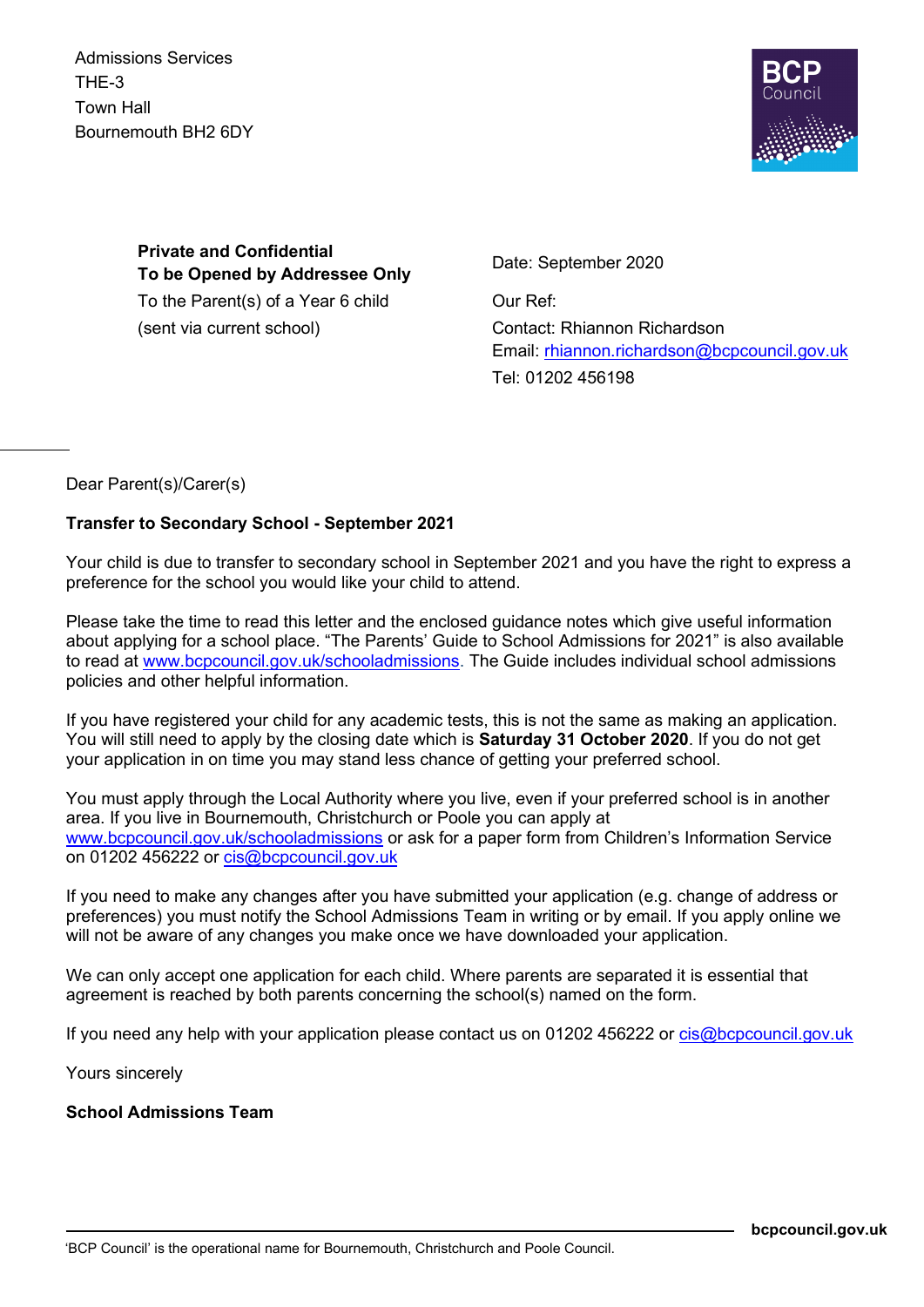Admissions Services
THE-3
Town Hall
Bournemouth BH2 6DY

**Private and Confidential**
**To be Opened by Addressee Only**
To the Parent(s) of a Year 6 child
(sent via current school)

Date: September 2020

Our Ref:
Contact: Rhiannon Richardson
Email: rhiannon.richardson@bcpcouncil.gov.uk
Tel: 01202 456198

Dear Parent(s)/Carer(s)

**Transfer to Secondary School - September 2021**

Your child is due to transfer to secondary school in September 2021 and you have the right to express a preference for the school you would like your child to attend.

Please take the time to read this letter and the enclosed guidance notes which give useful information about applying for a school place. "The Parents' Guide to School Admissions for 2021" is also available to read at www.bcpcouncil.gov.uk/schooladmissions. The Guide includes individual school admissions policies and other helpful information.

If you have registered your child for any academic tests, this is not the same as making an application. You will still need to apply by the closing date which is **Saturday 31 October 2020**. If you do not get your application in on time you may stand less chance of getting your preferred school.

You must apply through the Local Authority where you live, even if your preferred school is in another area. If you live in Bournemouth, Christchurch or Poole you can apply at www.bcpcouncil.gov.uk/schooladmissions or ask for a paper form from Children's Information Service on 01202 456222 or cis@bcpcouncil.gov.uk

If you need to make any changes after you have submitted your application (e.g. change of address or preferences) you must notify the School Admissions Team in writing or by email. If you apply online we will not be aware of any changes you make once we have downloaded your application.

We can only accept one application for each child. Where parents are separated it is essential that agreement is reached by both parents concerning the school(s) named on the form.

If you need any help with your application please contact us on 01202 456222 or cis@bcpcouncil.gov.uk

Yours sincerely

**School Admissions Team**

'BCP Council' is the operational name for Bournemouth, Christchurch and Poole Council.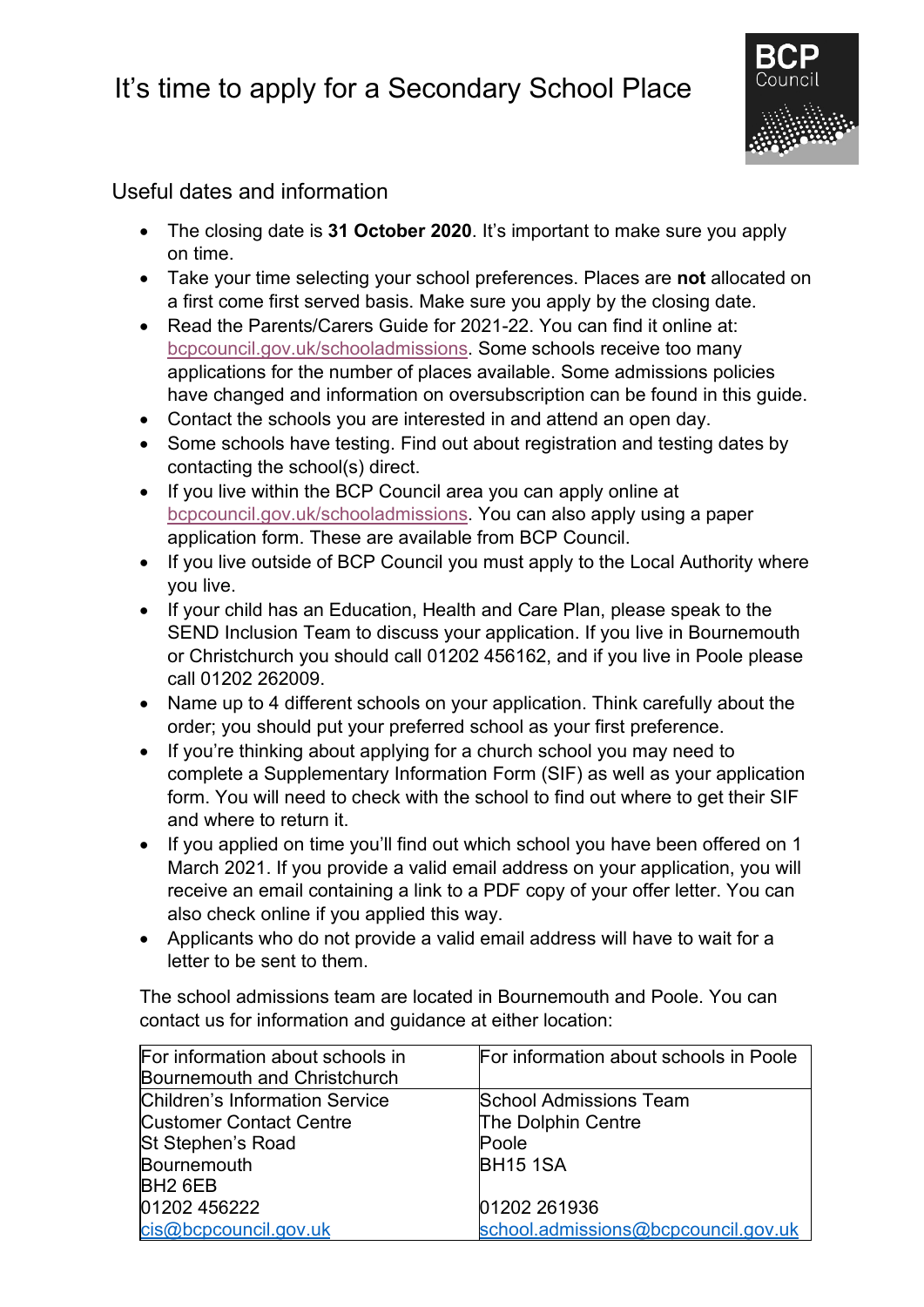# It's time to apply for a Secondary School Place

## Useful dates and information

- The closing date is **31 October 2020**. It's important to make sure you apply on time.
- Take your time selecting your school preferences. Places are **not** allocated on a first come first served basis. Make sure you apply by the closing date.
- Read the Parents/Carers Guide for 2021-22. You can find it online at: bcpcouncil.gov.uk/schooladmissions. Some schools receive too many applications for the number of places available. Some admissions policies have changed and information on oversubscription can be found in this guide.
- Contact the schools you are interested in and attend an open day.
- Some schools have testing. Find out about registration and testing dates by contacting the school(s) direct.
- If you live within the BCP Council area you can apply online at bcpcouncil.gov.uk/schooladmissions. You can also apply using a paper application form. These are available from BCP Council.
- If you live outside of BCP Council you must apply to the Local Authority where you live.
- If your child has an Education, Health and Care Plan, please speak to the SEND Inclusion Team to discuss your application. If you live in Bournemouth or Christchurch you should call 01202 456162, and if you live in Poole please call 01202 262009.
- Name up to 4 different schools on your application. Think carefully about the order; you should put your preferred school as your first preference.
- If you're thinking about applying for a church school you may need to complete a Supplementary Information Form (SIF) as well as your application form. You will need to check with the school to find out where to get their SIF and where to return it.
- If you applied on time you'll find out which school you have been offered on 1 March 2021. If you provide a valid email address on your application, you will receive an email containing a link to a PDF copy of your offer letter. You can also check online if you applied this way.
- Applicants who do not provide a valid email address will have to wait for a letter to be sent to them.

The school admissions team are located in Bournemouth and Poole. You can contact us for information and guidance at either location:

| For information about schools in Bournemouth and Christchurch | For information about schools in Poole |
|---|---|
| Children's Information Service<br>Customer Contact Centre<br>St Stephen's Road<br>Bournemouth<br>BH2 6EB<br>01202 456222<br>cis@bcpcouncil.gov.uk | School Admissions Team<br>The Dolphin Centre<br>Poole<br>BH15 1SA<br><br>01202 261936<br>school.admissions@bcpcouncil.gov.uk |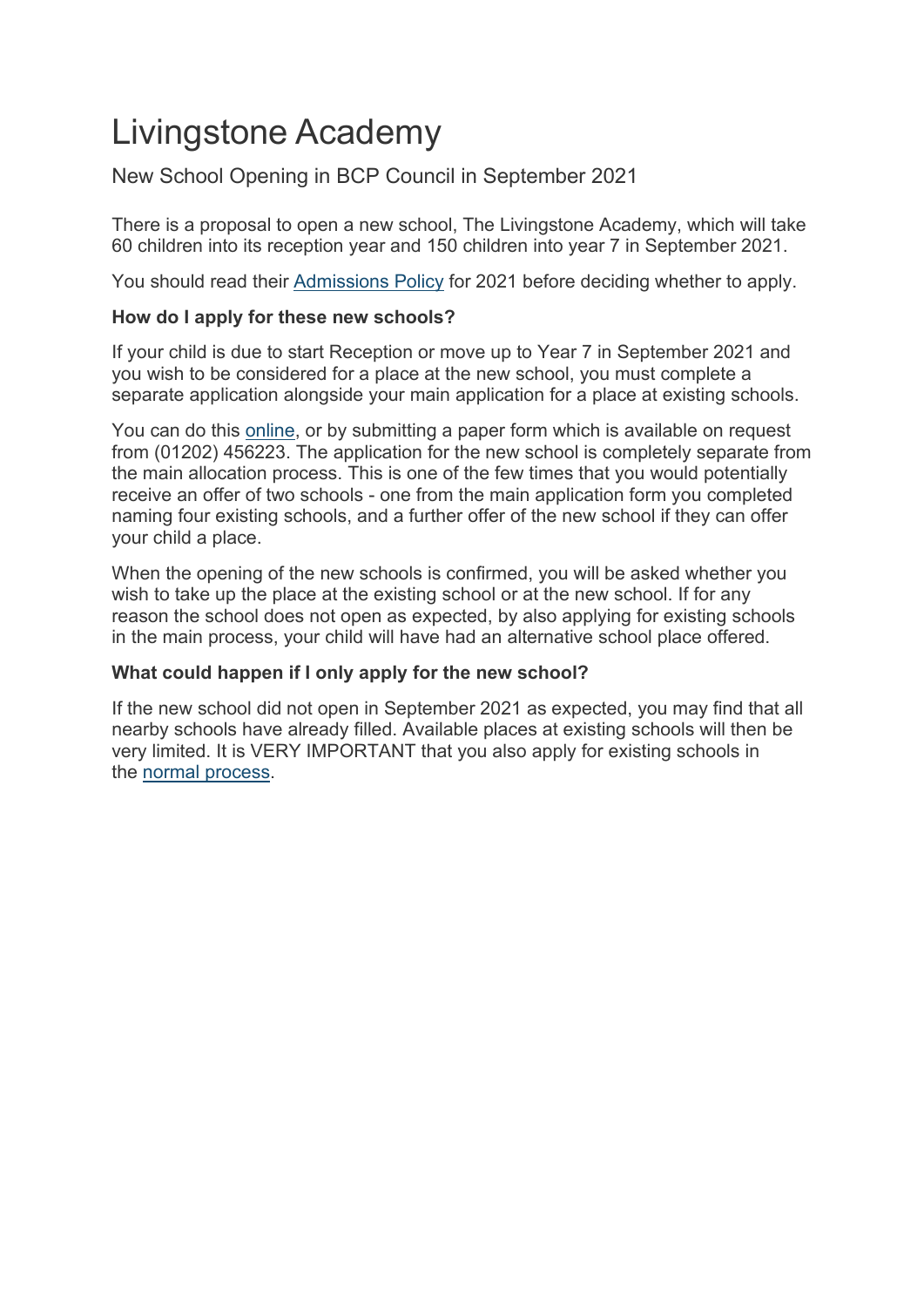# Livingstone Academy

## New School Opening in BCP Council in September 2021

There is a proposal to open a new school, The Livingstone Academy, which will take 60 children into its reception year and 150 children into year 7 in September 2021.

You should read their Admissions Policy for 2021 before deciding whether to apply.

### How do I apply for these new schools?

If your child is due to start Reception or move up to Year 7 in September 2021 and you wish to be considered for a place at the new school, you must complete a separate application alongside your main application for a place at existing schools.

You can do this online, or by submitting a paper form which is available on request from (01202) 456223. The application for the new school is completely separate from the main allocation process. This is one of the few times that you would potentially receive an offer of two schools - one from the main application form you completed naming four existing schools, and a further offer of the new school if they can offer your child a place.

When the opening of the new schools is confirmed, you will be asked whether you wish to take up the place at the existing school or at the new school. If for any reason the school does not open as expected, by also applying for existing schools in the main process, your child will have had an alternative school place offered.

### What could happen if I only apply for the new school?

If the new school did not open in September 2021 as expected, you may find that all nearby schools have already filled. Available places at existing schools will then be very limited. It is VERY IMPORTANT that you also apply for existing schools in the normal process.